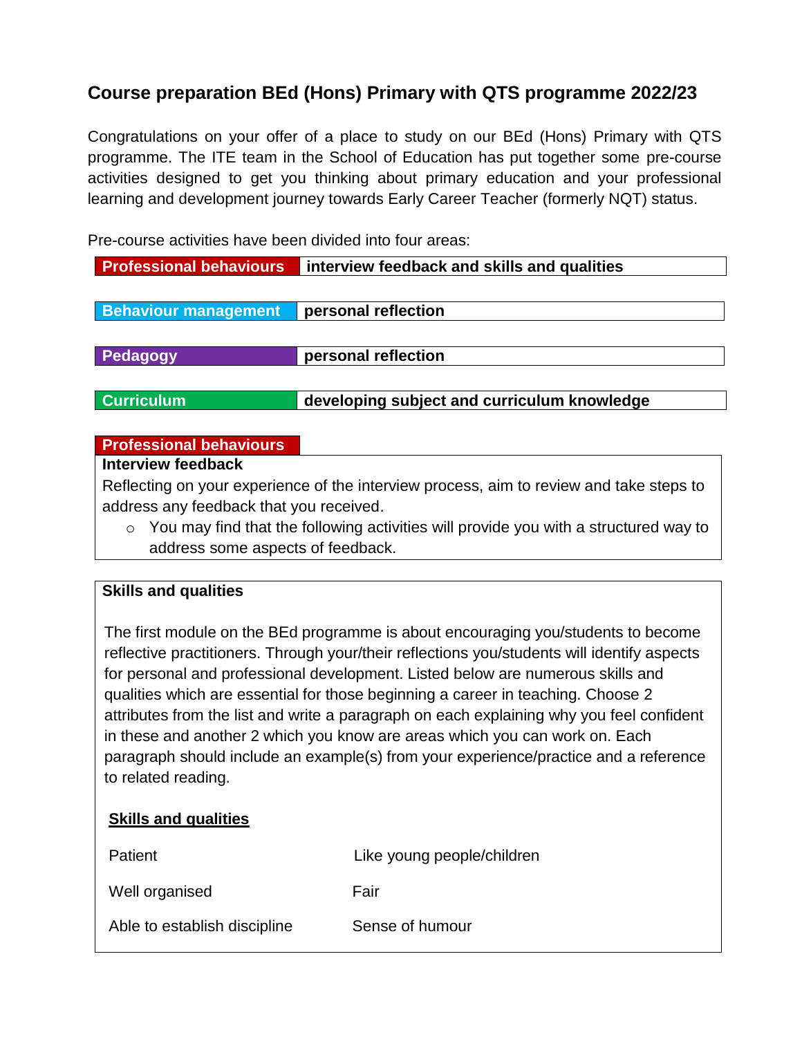# Course preparation BEd (Hons) Primary with QTS programme 2022/23

Congratulations on your offer of a place to study on our BEd (Hons) Primary with QTS programme. The ITE team in the School of Education has put together some pre-course activities designed to get you thinking about primary education and your professional learning and development journey towards Early Career Teacher (formerly NQT) status.

Pre-course activities have been divided into four areas:

| | |
|---|---|
| **Professional behaviours** | **interview feedback and skills and qualities** |
| **Behaviour management** | **personal reflection** |
| **Pedagogy** | **personal reflection** |
| **Curriculum** | **developing subject and curriculum knowledge** |

## Professional behaviours

**Interview feedback**

Reflecting on your experience of the interview process, aim to review and take steps to address any feedback that you received.

- You may find that the following activities will provide you with a structured way to address some aspects of feedback.

**Skills and qualities**

The first module on the BEd programme is about encouraging you/students to become reflective practitioners. Through your/their reflections you/students will identify aspects for personal and professional development. Listed below are numerous skills and qualities which are essential for those beginning a career in teaching. Choose 2 attributes from the list and write a paragraph on each explaining why you feel confident in these and another 2 which you know are areas which you can work on. Each paragraph should include an example(s) from your experience/practice and a reference to related reading.

**Skills and qualities**

| | |
|---|---|
| Patient | Like young people/children |
| Well organised | Fair |
| Able to establish discipline | Sense of humour |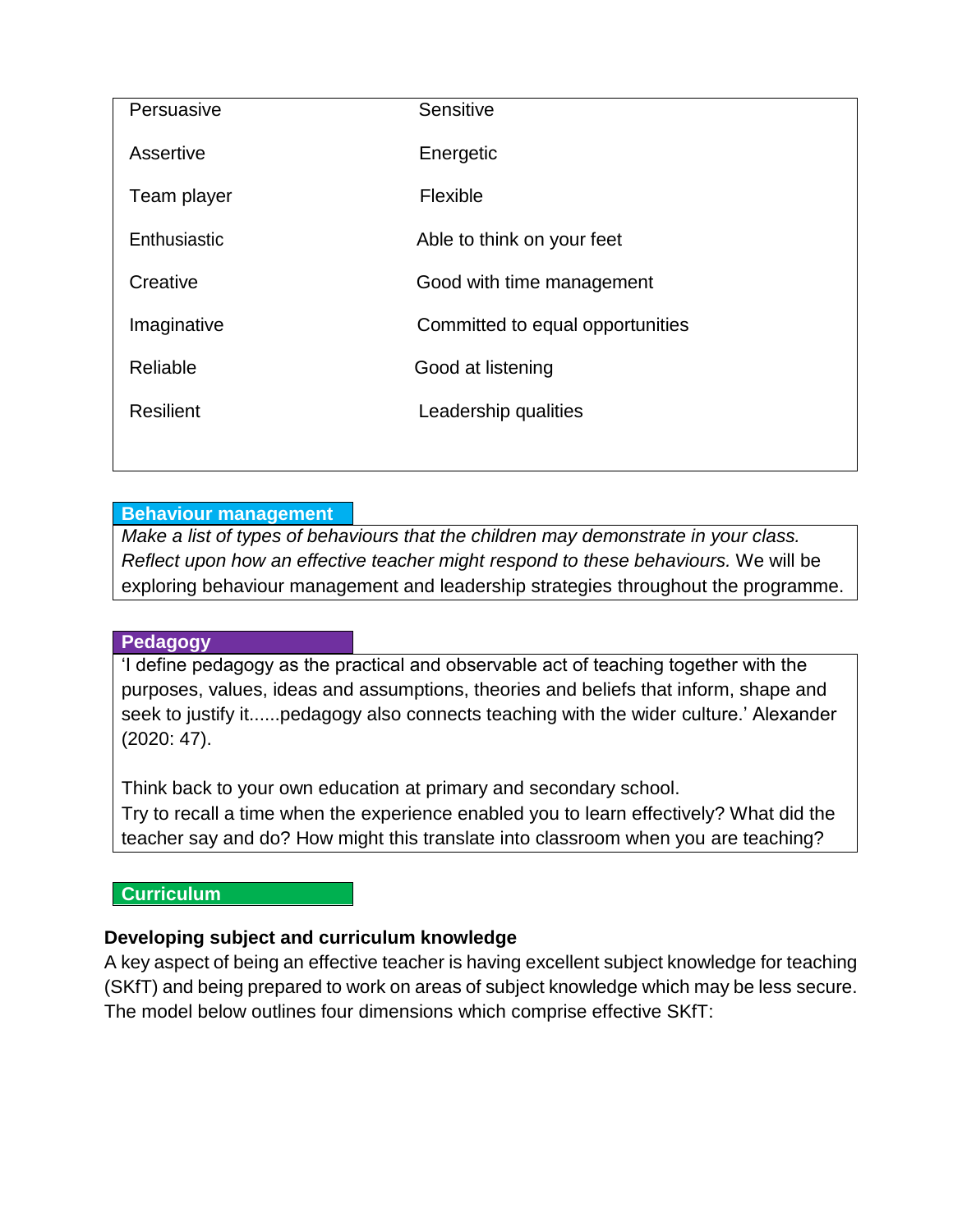| | |
|---|---|
| Persuasive | Sensitive |
| Assertive | Energetic |
| Team player | Flexible |
| Enthusiastic | Able to think on your feet |
| Creative | Good with time management |
| Imaginative | Committed to equal opportunities |
| Reliable | Good at listening |
| Resilient | Leadership qualities |

### Behaviour management

*Make a list of types of behaviours that the children may demonstrate in your class. Reflect upon how an effective teacher might respond to these behaviours.* We will be exploring behaviour management and leadership strategies throughout the programme.

### Pedagogy

'I define pedagogy as the practical and observable act of teaching together with the purposes, values, ideas and assumptions, theories and beliefs that inform, shape and seek to justify it......pedagogy also connects teaching with the wider culture.' Alexander (2020: 47).

Think back to your own education at primary and secondary school.
Try to recall a time when the experience enabled you to learn effectively? What did the teacher say and do? How might this translate into classroom when you are teaching?

### Curriculum

**Developing subject and curriculum knowledge**

A key aspect of being an effective teacher is having excellent subject knowledge for teaching (SKfT) and being prepared to work on areas of subject knowledge which may be less secure. The model below outlines four dimensions which comprise effective SKfT: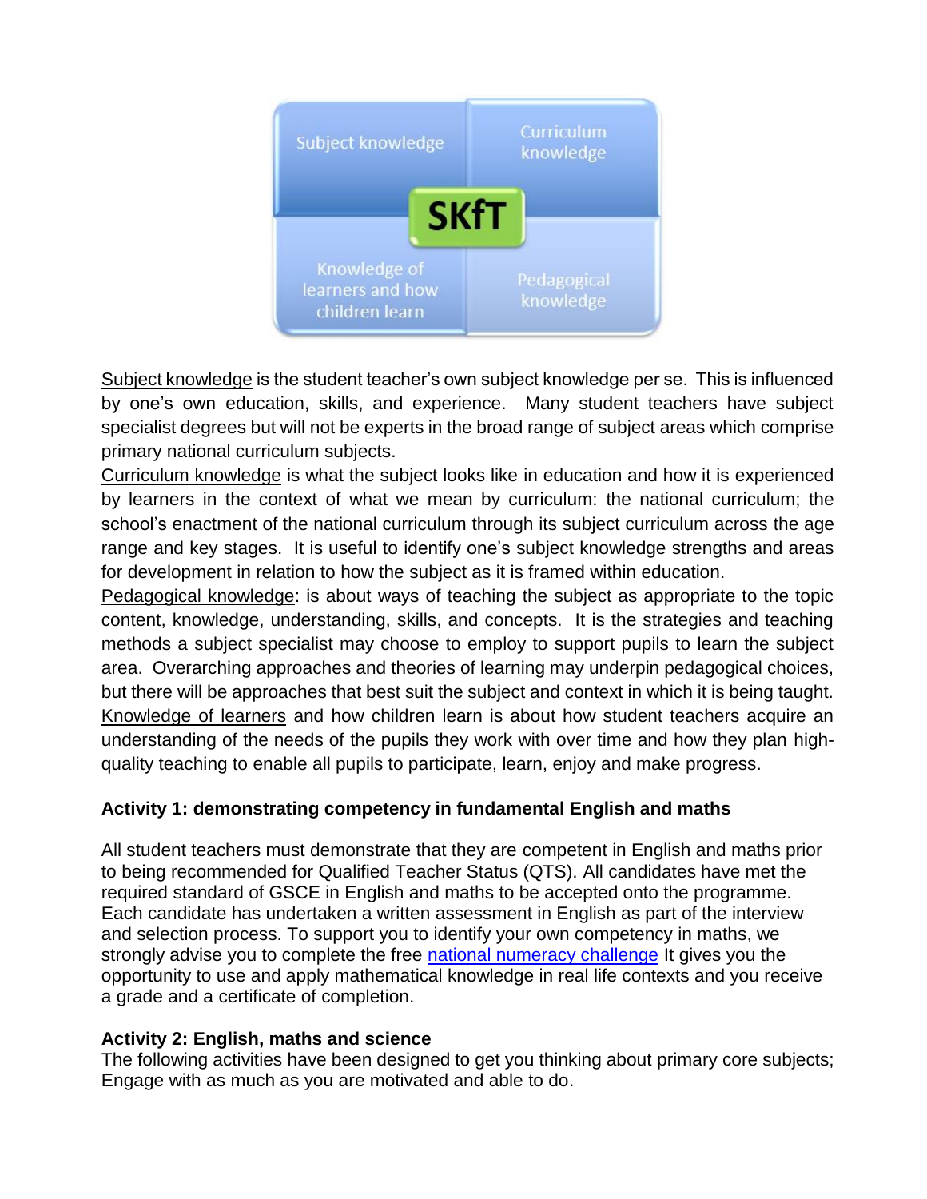Subject knowledge

Curriculum knowledge

SKfT

Knowledge of learners and how children learn

Pedagogical knowledge

Subject knowledge is the student teacher's own subject knowledge per se. This is influenced by one's own education, skills, and experience. Many student teachers have subject specialist degrees but will not be experts in the broad range of subject areas which comprise primary national curriculum subjects.

Curriculum knowledge is what the subject looks like in education and how it is experienced by learners in the context of what we mean by curriculum: the national curriculum; the school's enactment of the national curriculum through its subject curriculum across the age range and key stages. It is useful to identify one's subject knowledge strengths and areas for development in relation to how the subject as it is framed within education.

Pedagogical knowledge: is about ways of teaching the subject as appropriate to the topic content, knowledge, understanding, skills, and concepts. It is the strategies and teaching methods a subject specialist may choose to employ to support pupils to learn the subject area. Overarching approaches and theories of learning may underpin pedagogical choices, but there will be approaches that best suit the subject and context in which it is being taught.

Knowledge of learners and how children learn is about how student teachers acquire an understanding of the needs of the pupils they work with over time and how they plan high-quality teaching to enable all pupils to participate, learn, enjoy and make progress.

**Activity 1: demonstrating competency in fundamental English and maths**

All student teachers must demonstrate that they are competent in English and maths prior to being recommended for Qualified Teacher Status (QTS). All candidates have met the required standard of GSCE in English and maths to be accepted onto the programme. Each candidate has undertaken a written assessment in English as part of the interview and selection process. To support you to identify your own competency in maths, we strongly advise you to complete the free national numeracy challenge It gives you the opportunity to use and apply mathematical knowledge in real life contexts and you receive a grade and a certificate of completion.

**Activity 2: English, maths and science**

The following activities have been designed to get you thinking about primary core subjects; Engage with as much as you are motivated and able to do.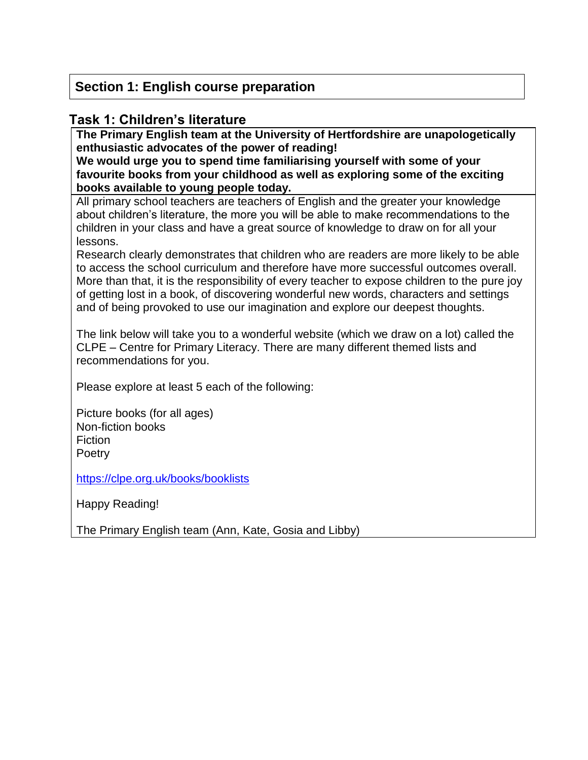## Section 1: English course preparation

### Task 1: Children's literature

**The Primary English team at the University of Hertfordshire are unapologetically enthusiastic advocates of the power of reading!**
**We would urge you to spend time familiarising yourself with some of your favourite books from your childhood as well as exploring some of the exciting books available to young people today.**

All primary school teachers are teachers of English and the greater your knowledge about children's literature, the more you will be able to make recommendations to the children in your class and have a great source of knowledge to draw on for all your lessons.
Research clearly demonstrates that children who are readers are more likely to be able to access the school curriculum and therefore have more successful outcomes overall. More than that, it is the responsibility of every teacher to expose children to the pure joy of getting lost in a book, of discovering wonderful new words, characters and settings and of being provoked to use our imagination and explore our deepest thoughts.

The link below will take you to a wonderful website (which we draw on a lot) called the CLPE – Centre for Primary Literacy. There are many different themed lists and recommendations for you.

Please explore at least 5 each of the following:

Picture books (for all ages)
Non-fiction books
Fiction
Poetry

https://clpe.org.uk/books/booklists

Happy Reading!

The Primary English team (Ann, Kate, Gosia and Libby)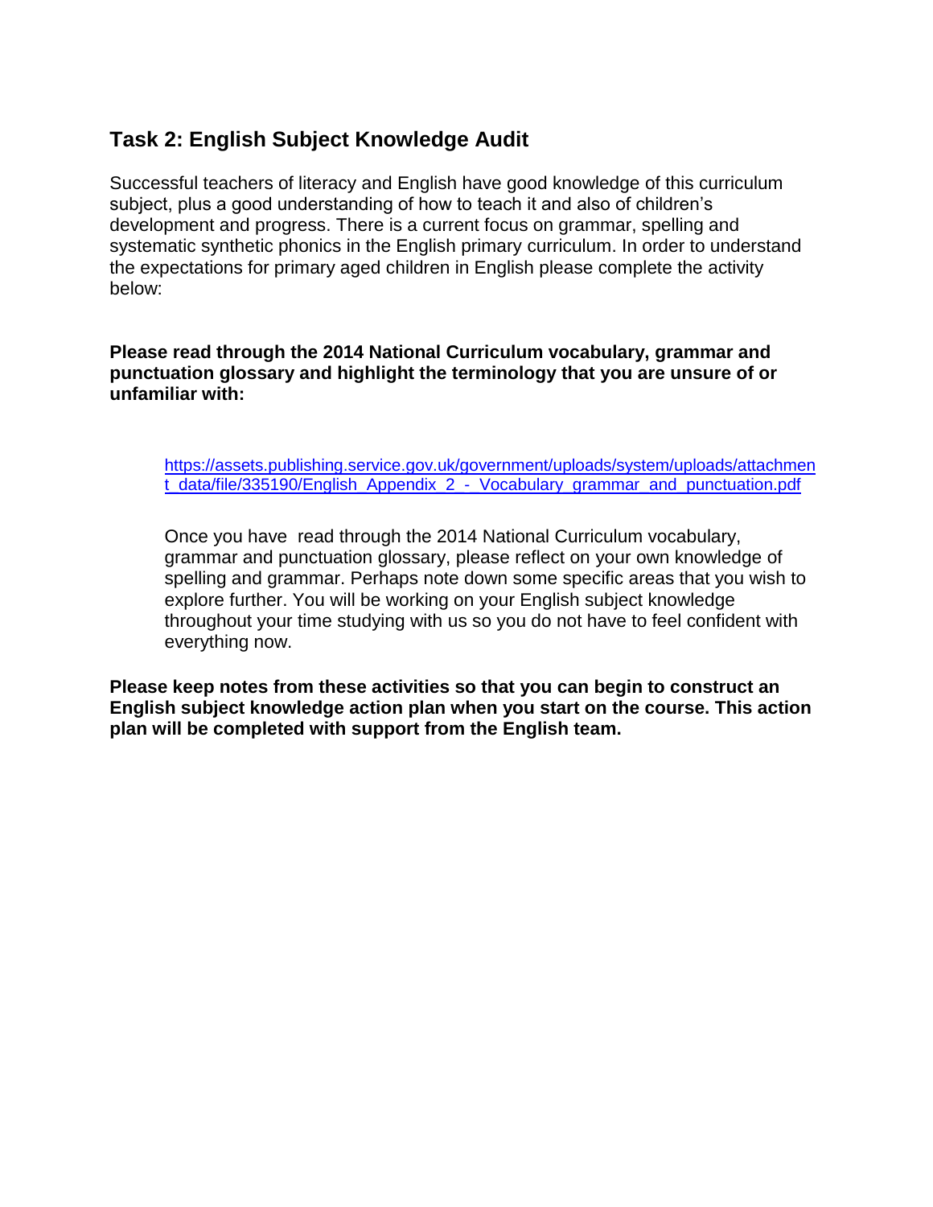## Task 2: English Subject Knowledge Audit

Successful teachers of literacy and English have good knowledge of this curriculum subject, plus a good understanding of how to teach it and also of children's development and progress. There is a current focus on grammar, spelling and systematic synthetic phonics in the English primary curriculum. In order to understand the expectations for primary aged children in English please complete the activity below:

**Please read through the 2014 National Curriculum vocabulary, grammar and punctuation glossary and highlight the terminology that you are unsure of or unfamiliar with:**

> https://assets.publishing.service.gov.uk/government/uploads/system/uploads/attachment_data/file/335190/English_Appendix_2_-_Vocabulary_grammar_and_punctuation.pdf
>
> Once you have read through the 2014 National Curriculum vocabulary, grammar and punctuation glossary, please reflect on your own knowledge of spelling and grammar. Perhaps note down some specific areas that you wish to explore further. You will be working on your English subject knowledge throughout your time studying with us so you do not have to feel confident with everything now.

**Please keep notes from these activities so that you can begin to construct an English subject knowledge action plan when you start on the course. This action plan will be completed with support from the English team.**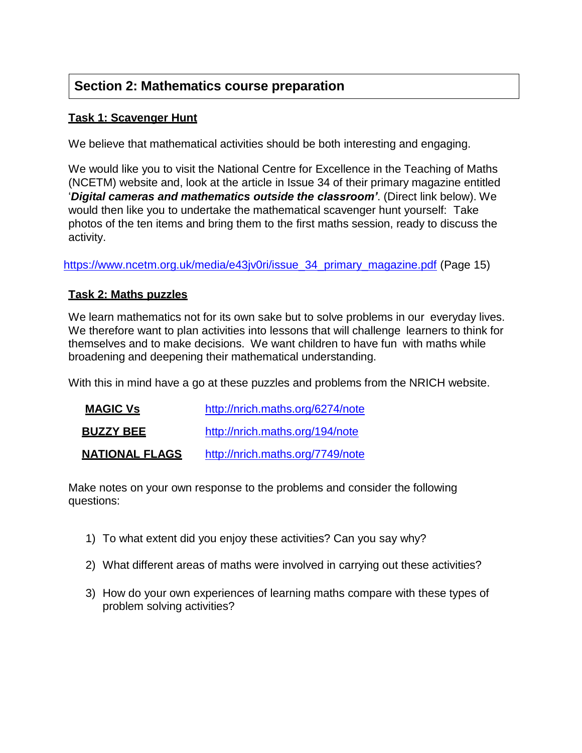## Section 2: Mathematics course preparation

**Task 1: Scavenger Hunt**

We believe that mathematical activities should be both interesting and engaging.

We would like you to visit the National Centre for Excellence in the Teaching of Maths (NCETM) website and, look at the article in Issue 34 of their primary magazine entitled '***Digital cameras and mathematics outside the classroom'***. (Direct link below). We would then like you to undertake the mathematical scavenger hunt yourself: Take photos of the ten items and bring them to the first maths session, ready to discuss the activity.

https://www.ncetm.org.uk/media/e43jv0ri/issue_34_primary_magazine.pdf (Page 15)

**Task 2: Maths puzzles**

We learn mathematics not for its own sake but to solve problems in our everyday lives. We therefore want to plan activities into lessons that will challenge learners to think for themselves and to make decisions. We want children to have fun with maths while broadening and deepening their mathematical understanding.

With this in mind have a go at these puzzles and problems from the NRICH website.

| | |
|---|---|
| **MAGIC Vs** | http://nrich.maths.org/6274/note |
| **BUZZY BEE** | http://nrich.maths.org/194/note |
| **NATIONAL FLAGS** | http://nrich.maths.org/7749/note |

Make notes on your own response to the problems and consider the following questions:

1) To what extent did you enjoy these activities? Can you say why?
2) What different areas of maths were involved in carrying out these activities?
3) How do your own experiences of learning maths compare with these types of problem solving activities?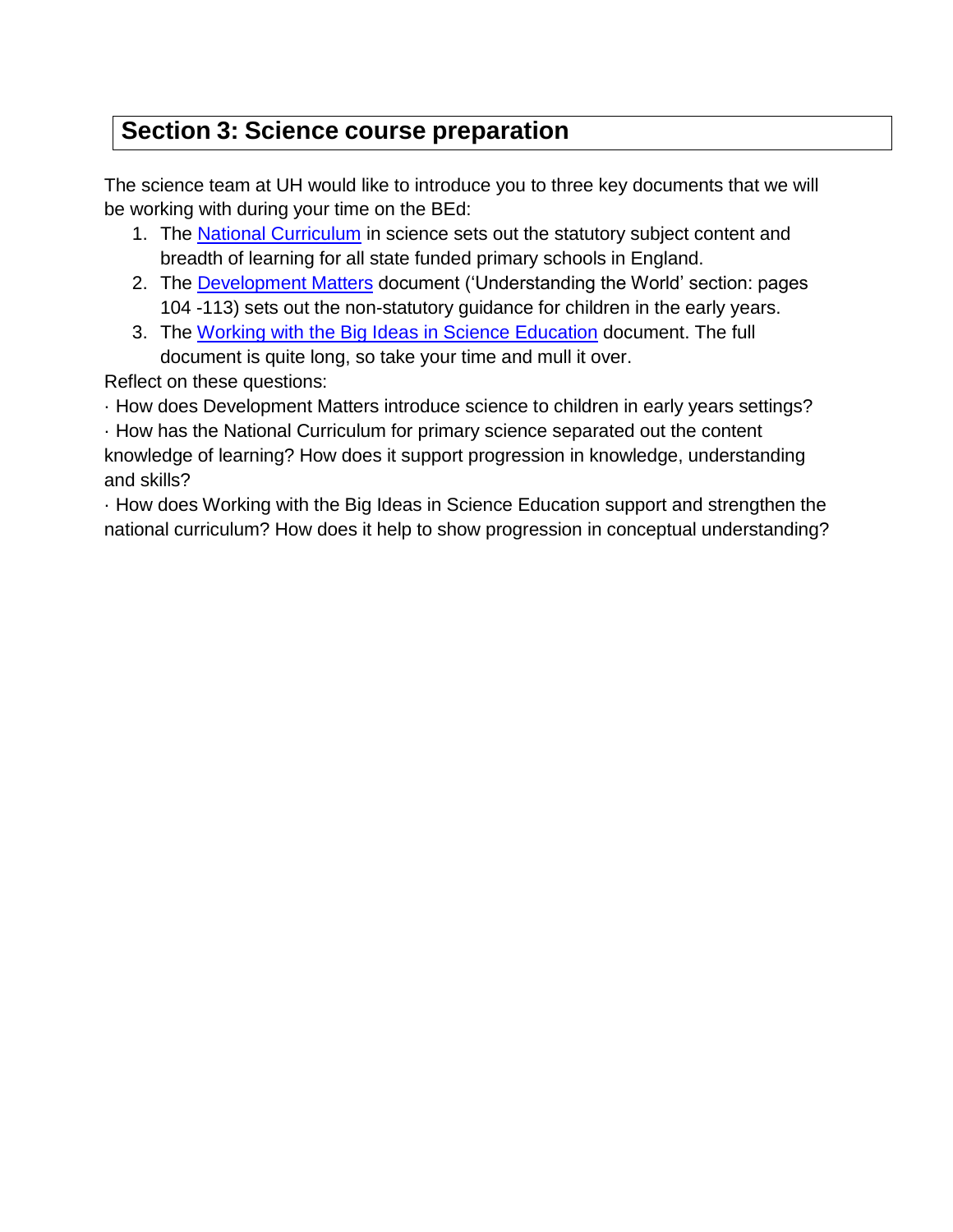## Section 3: Science course preparation

The science team at UH would like to introduce you to three key documents that we will be working with during your time on the BEd:

1. The National Curriculum in science sets out the statutory subject content and breadth of learning for all state funded primary schools in England.
2. The Development Matters document ('Understanding the World' section: pages 104 -113) sets out the non-statutory guidance for children in the early years.
3. The Working with the Big Ideas in Science Education document. The full document is quite long, so take your time and mull it over.

Reflect on these questions:

· How does Development Matters introduce science to children in early years settings?

· How has the National Curriculum for primary science separated out the content knowledge of learning? How does it support progression in knowledge, understanding and skills?

· How does Working with the Big Ideas in Science Education support and strengthen the national curriculum? How does it help to show progression in conceptual understanding?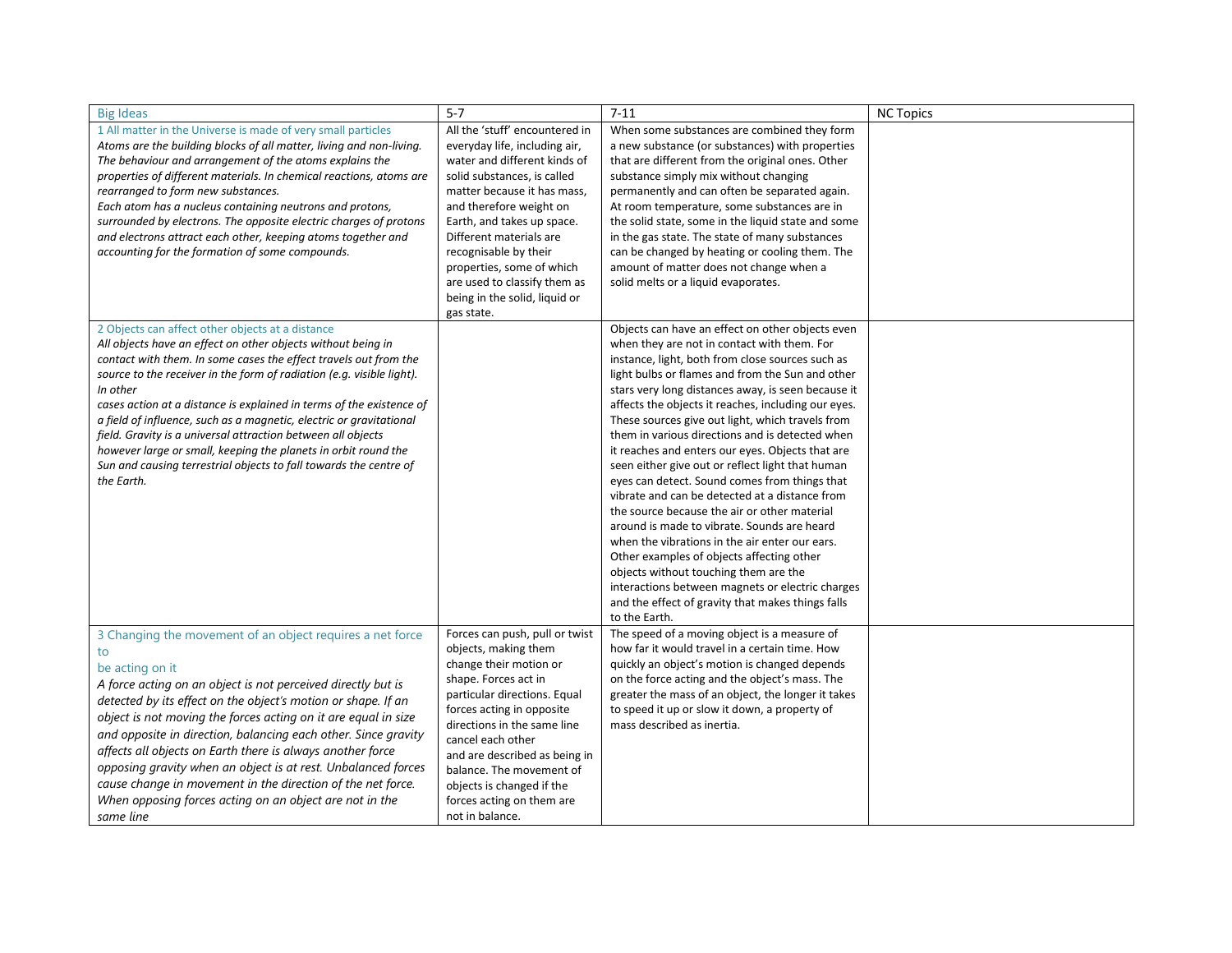| Big Ideas | 5-7 | 7-11 | NC Topics |
|---|---|---|---|
| 1 All matter in the Universe is made of very small particles<br>*Atoms are the building blocks of all matter, living and non-living. The behaviour and arrangement of the atoms explains the properties of different materials. In chemical reactions, atoms are rearranged to form new substances.*<br>*Each atom has a nucleus containing neutrons and protons, surrounded by electrons. The opposite electric charges of protons and electrons attract each other, keeping atoms together and accounting for the formation of some compounds.* | All the 'stuff' encountered in everyday life, including air, water and different kinds of solid substances, is called matter because it has mass, and therefore weight on Earth, and takes up space. Different materials are recognisable by their properties, some of which are used to classify them as being in the solid, liquid or gas state. | When some substances are combined they form a new substance (or substances) with properties that are different from the original ones. Other substance simply mix without changing permanently and can often be separated again. At room temperature, some substances are in the solid state, some in the liquid state and some in the gas state. The state of many substances can be changed by heating or cooling them. The amount of matter does not change when a solid melts or a liquid evaporates. | |
| 2 Objects can affect other objects at a distance<br>*All objects have an effect on other objects without being in contact with them. In some cases the effect travels out from the source to the receiver in the form of radiation (e.g. visible light). In other cases action at a distance is explained in terms of the existence of a field of influence, such as a magnetic, electric or gravitational field. Gravity is a universal attraction between all objects however large or small, keeping the planets in orbit round the Sun and causing terrestrial objects to fall towards the centre of the Earth.* | | Objects can have an effect on other objects even when they are not in contact with them. For instance, light, both from close sources such as light bulbs or flames and from the Sun and other stars very long distances away, is seen because it affects the objects it reaches, including our eyes. These sources give out light, which travels from them in various directions and is detected when it reaches and enters our eyes. Objects that are seen either give out or reflect light that human eyes can detect. Sound comes from things that vibrate and can be detected at a distance from the source because the air or other material around is made to vibrate. Sounds are heard when the vibrations in the air enter our ears. Other examples of objects affecting other objects without touching them are the interactions between magnets or electric charges and the effect of gravity that makes things falls to the Earth. | |
| 3 Changing the movement of an object requires a net force to be acting on it<br>*A force acting on an object is not perceived directly but is detected by its effect on the object's motion or shape. If an object is not moving the forces acting on it are equal in size and opposite in direction, balancing each other. Since gravity affects all objects on Earth there is always another force opposing gravity when an object is at rest. Unbalanced forces cause change in movement in the direction of the net force. When opposing forces acting on an object are not in the same line* | Forces can push, pull or twist objects, making them change their motion or shape. Forces act in particular directions. Equal forces acting in opposite directions in the same line cancel each other and are described as being in balance. The movement of objects is changed if the forces acting on them are not in balance. | The speed of a moving object is a measure of how far it would travel in a certain time. How quickly an object's motion is changed depends on the force acting and the object's mass. The greater the mass of an object, the longer it takes to speed it up or slow it down, a property of mass described as inertia. | |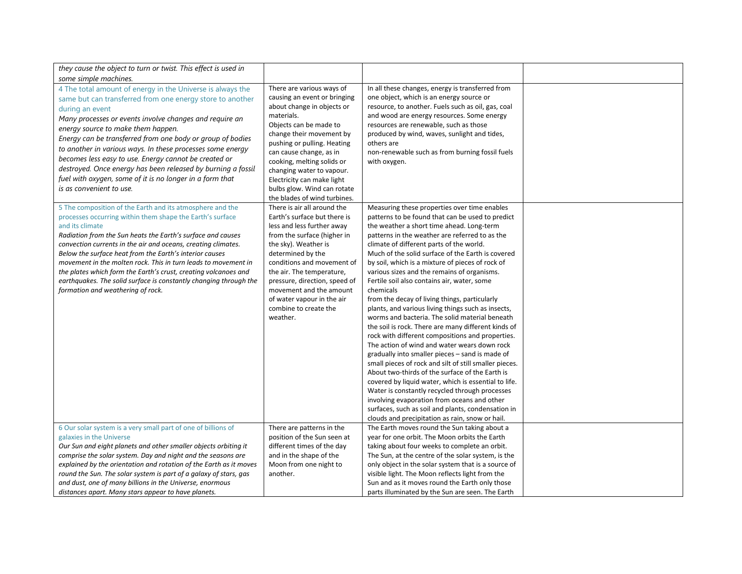| | | | |
|---|---|---|---|
| *they cause the object to turn or twist. This effect is used in some simple machines.* | | | |
| 4 The total amount of energy in the Universe is always the same but can transferred from one energy store to another during an event<br>*Many processes or events involve changes and require an energy source to make them happen.*<br>*Energy can be transferred from one body or group of bodies to another in various ways. In these processes some energy becomes less easy to use. Energy cannot be created or destroyed. Once energy has been released by burning a fossil fuel with oxygen, some of it is no longer in a form that is as convenient to use.* | There are various ways of causing an event or bringing about change in objects or materials.<br>Objects can be made to change their movement by pushing or pulling. Heating can cause change, as in cooking, melting solids or changing water to vapour. Electricity can make light bulbs glow. Wind can rotate the blades of wind turbines. | In all these changes, energy is transferred from one object, which is an energy source or resource, to another. Fuels such as oil, gas, coal and wood are energy resources. Some energy resources are renewable, such as those produced by wind, waves, sunlight and tides, others are non-renewable such as from burning fossil fuels with oxygen. | |
| 5 The composition of the Earth and its atmosphere and the processes occurring within them shape the Earth's surface and its climate<br>*Radiation from the Sun heats the Earth's surface and causes convection currents in the air and oceans, creating climates. Below the surface heat from the Earth's interior causes movement in the molten rock. This in turn leads to movement in the plates which form the Earth's crust, creating volcanoes and earthquakes. The solid surface is constantly changing through the formation and weathering of rock.* | There is air all around the Earth's surface but there is less and less further away from the surface (higher in the sky). Weather is determined by the conditions and movement of the air. The temperature, pressure, direction, speed of movement and the amount of water vapour in the air combine to create the weather. | Measuring these properties over time enables patterns to be found that can be used to predict the weather a short time ahead. Long-term patterns in the weather are referred to as the climate of different parts of the world.<br>Much of the solid surface of the Earth is covered by soil, which is a mixture of pieces of rock of various sizes and the remains of organisms. Fertile soil also contains air, water, some chemicals from the decay of living things, particularly plants, and various living things such as insects, worms and bacteria. The solid material beneath the soil is rock. There are many different kinds of rock with different compositions and properties. The action of wind and water wears down rock gradually into smaller pieces – sand is made of small pieces of rock and silt of still smaller pieces. About two-thirds of the surface of the Earth is covered by liquid water, which is essential to life. Water is constantly recycled through processes involving evaporation from oceans and other surfaces, such as soil and plants, condensation in clouds and precipitation as rain, snow or hail. | |
| 6 Our solar system is a very small part of one of billions of galaxies in the Universe<br>*Our Sun and eight planets and other smaller objects orbiting it comprise the solar system. Day and night and the seasons are explained by the orientation and rotation of the Earth as it moves round the Sun. The solar system is part of a galaxy of stars, gas and dust, one of many billions in the Universe, enormous distances apart. Many stars appear to have planets.* | There are patterns in the position of the Sun seen at different times of the day and in the shape of the Moon from one night to another. | The Earth moves round the Sun taking about a year for one orbit. The Moon orbits the Earth taking about four weeks to complete an orbit. The Sun, at the centre of the solar system, is the only object in the solar system that is a source of visible light. The Moon reflects light from the Sun and as it moves round the Earth only those parts illuminated by the Sun are seen. The Earth | |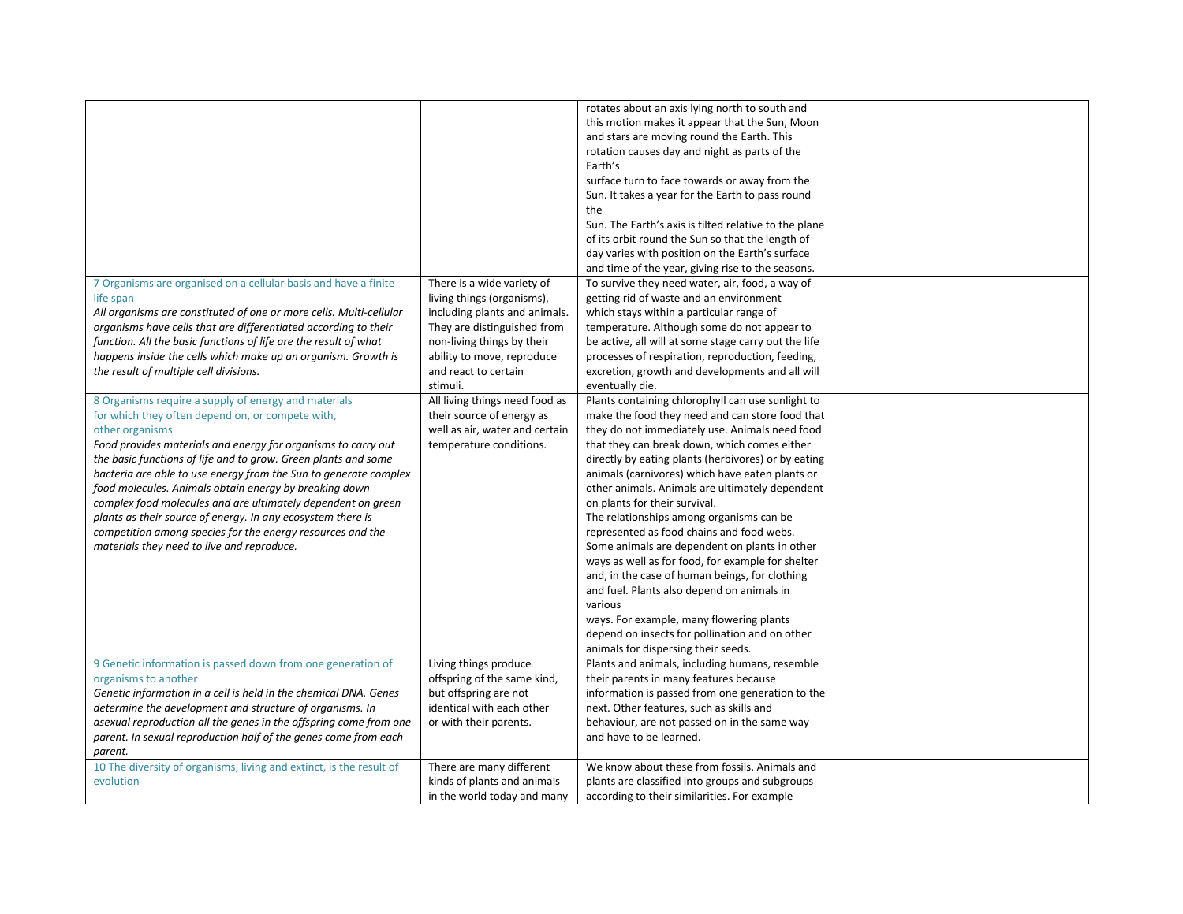| | | | |
|---|---|---|---|
| | | rotates about an axis lying north to south and this motion makes it appear that the Sun, Moon and stars are moving round the Earth. This rotation causes day and night as parts of the Earth's surface turn to face towards or away from the Sun. It takes a year for the Earth to pass round the Sun. The Earth's axis is tilted relative to the plane of its orbit round the Sun so that the length of day varies with position on the Earth's surface and time of the year, giving rise to the seasons. | |
| 7 Organisms are organised on a cellular basis and have a finite life span *All organisms are constituted of one or more cells. Multi-cellular organisms have cells that are differentiated according to their function. All the basic functions of life are the result of what happens inside the cells which make up an organism. Growth is the result of multiple cell divisions.* | There is a wide variety of living things (organisms), including plants and animals. They are distinguished from non-living things by their ability to move, reproduce and react to certain stimuli. | To survive they need water, air, food, a way of getting rid of waste and an environment which stays within a particular range of temperature. Although some do not appear to be active, all will at some stage carry out the life processes of respiration, reproduction, feeding, excretion, growth and developments and all will eventually die. | |
| 8 Organisms require a supply of energy and materials for which they often depend on, or compete with, other organisms *Food provides materials and energy for organisms to carry out the basic functions of life and to grow. Green plants and some bacteria are able to use energy from the Sun to generate complex food molecules. Animals obtain energy by breaking down complex food molecules and are ultimately dependent on green plants as their source of energy. In any ecosystem there is competition among species for the energy resources and the materials they need to live and reproduce.* | All living things need food as their source of energy as well as air, water and certain temperature conditions. | Plants containing chlorophyll can use sunlight to make the food they need and can store food that they do not immediately use. Animals need food that they can break down, which comes either directly by eating plants (herbivores) or by eating animals (carnivores) which have eaten plants or other animals. Animals are ultimately dependent on plants for their survival. The relationships among organisms can be represented as food chains and food webs. Some animals are dependent on plants in other ways as well as for food, for example for shelter and, in the case of human beings, for clothing and fuel. Plants also depend on animals in various ways. For example, many flowering plants depend on insects for pollination and on other animals for dispersing their seeds. | |
| 9 Genetic information is passed down from one generation of organisms to another *Genetic information in a cell is held in the chemical DNA. Genes determine the development and structure of organisms. In asexual reproduction all the genes in the offspring come from one parent. In sexual reproduction half of the genes come from each parent.* | Living things produce offspring of the same kind, but offspring are not identical with each other or with their parents. | Plants and animals, including humans, resemble their parents in many features because information is passed from one generation to the next. Other features, such as skills and behaviour, are not passed on in the same way and have to be learned. | |
| 10 The diversity of organisms, living and extinct, is the result of evolution | There are many different kinds of plants and animals in the world today and many | We know about these from fossils. Animals and plants are classified into groups and subgroups according to their similarities. For example | |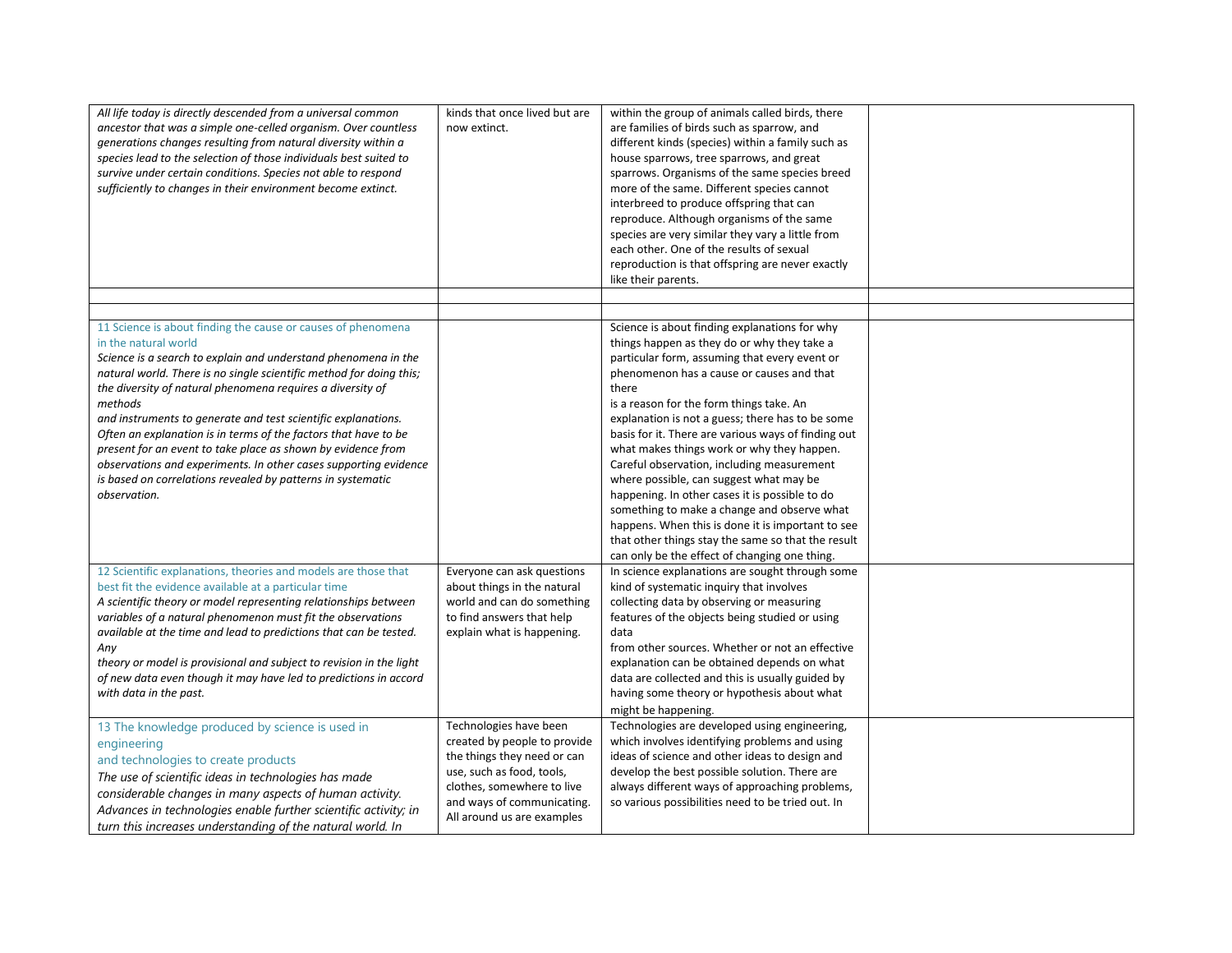| | | | |
|---|---|---|---|
| *All life today is directly descended from a universal common ancestor that was a simple one-celled organism. Over countless generations changes resulting from natural diversity within a species lead to the selection of those individuals best suited to survive under certain conditions. Species not able to respond sufficiently to changes in their environment become extinct.* | kinds that once lived but are now extinct. | within the group of animals called birds, there are families of birds such as sparrow, and different kinds (species) within a family such as house sparrows, tree sparrows, and great sparrows. Organisms of the same species breed more of the same. Different species cannot interbreed to produce offspring that can reproduce. Although organisms of the same species are very similar they vary a little from each other. One of the results of sexual reproduction is that offspring are never exactly like their parents. | |
| | | | |
| | | | |
| 11 Science is about finding the cause or causes of phenomena in the natural world<br>*Science is a search to explain and understand phenomena in the natural world. There is no single scientific method for doing this; the diversity of natural phenomena requires a diversity of methods and instruments to generate and test scientific explanations. Often an explanation is in terms of the factors that have to be present for an event to take place as shown by evidence from observations and experiments. In other cases supporting evidence is based on correlations revealed by patterns in systematic observation.* | | Science is about finding explanations for why things happen as they do or why they take a particular form, assuming that every event or phenomenon has a cause or causes and that there is a reason for the form things take. An explanation is not a guess; there has to be some basis for it. There are various ways of finding out what makes things work or why they happen. Careful observation, including measurement where possible, can suggest what may be happening. In other cases it is possible to do something to make a change and observe what happens. When this is done it is important to see that other things stay the same so that the result can only be the effect of changing one thing. | |
| 12 Scientific explanations, theories and models are those that best fit the evidence available at a particular time<br>*A scientific theory or model representing relationships between variables of a natural phenomenon must fit the observations available at the time and lead to predictions that can be tested. Any theory or model is provisional and subject to revision in the light of new data even though it may have led to predictions in accord with data in the past.* | Everyone can ask questions about things in the natural world and can do something to find answers that help explain what is happening. | In science explanations are sought through some kind of systematic inquiry that involves collecting data by observing or measuring features of the objects being studied or using data from other sources. Whether or not an effective explanation can be obtained depends on what data are collected and this is usually guided by having some theory or hypothesis about what might be happening. | |
| 13 The knowledge produced by science is used in engineering and technologies to create products<br>*The use of scientific ideas in technologies has made considerable changes in many aspects of human activity. Advances in technologies enable further scientific activity; in turn this increases understanding of the natural world. In* | Technologies have been created by people to provide the things they need or can use, such as food, tools, clothes, somewhere to live and ways of communicating. All around us are examples | Technologies are developed using engineering, which involves identifying problems and using ideas of science and other ideas to design and develop the best possible solution. There are always different ways of approaching problems, so various possibilities need to be tried out. In | |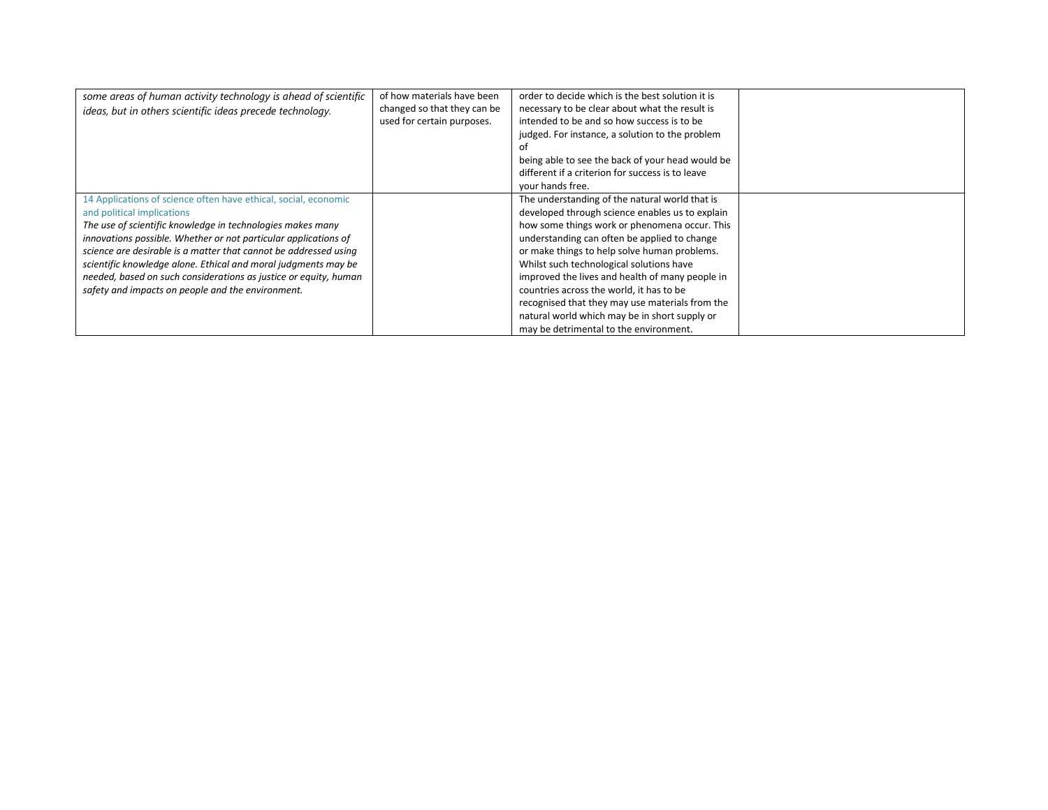|  |  |  |  |
|---|---|---|---|
| *some areas of human activity technology is ahead of scientific ideas, but in others scientific ideas precede technology.* | of how materials have been changed so that they can be used for certain purposes. | order to decide which is the best solution it is necessary to be clear about what the result is intended to be and so how success is to be judged. For instance, a solution to the problem of being able to see the back of your head would be different if a criterion for success is to leave your hands free. |  |
| 14 Applications of science often have ethical, social, economic and political implications *The use of scientific knowledge in technologies makes many innovations possible. Whether or not particular applications of science are desirable is a matter that cannot be addressed using scientific knowledge alone. Ethical and moral judgments may be needed, based on such considerations as justice or equity, human safety and impacts on people and the environment.* |  | The understanding of the natural world that is developed through science enables us to explain how some things work or phenomena occur. This understanding can often be applied to change or make things to help solve human problems. Whilst such technological solutions have improved the lives and health of many people in countries across the world, it has to be recognised that they may use materials from the natural world which may be in short supply or may be detrimental to the environment. |  |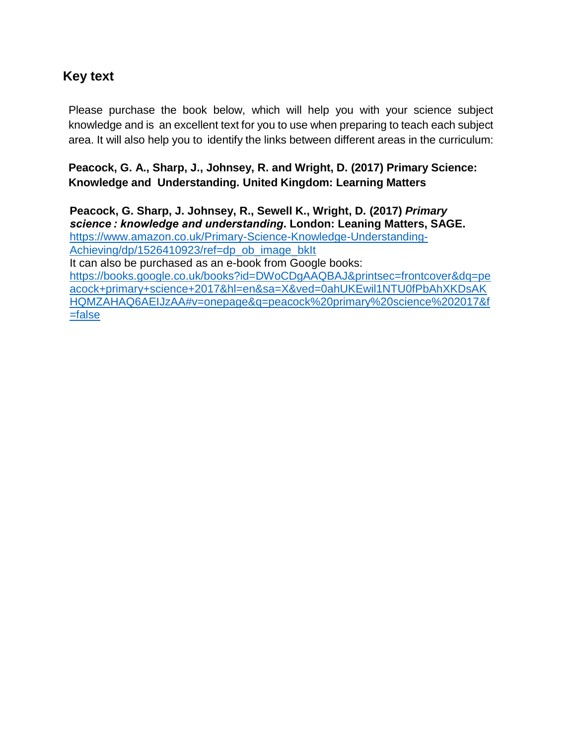## Key text

Please purchase the book below, which will help you with your science subject knowledge and is an excellent text for you to use when preparing to teach each subject area. It will also help you to identify the links between different areas in the curriculum:

**Peacock, G. A., Sharp, J., Johnsey, R. and Wright, D. (2017) Primary Science: Knowledge and Understanding. United Kingdom: Learning Matters**

**Peacock, G. Sharp, J. Johnsey, R., Sewell K., Wright, D. (2017) *Primary science : knowledge and understanding*. London: Leaning Matters, SAGE.**
[https://www.amazon.co.uk/Primary-Science-Knowledge-Understanding-Achieving/dp/1526410923/ref=dp_ob_image_bkIt](https://www.amazon.co.uk/Primary-Science-Knowledge-Understanding-Achieving/dp/1526410923/ref=dp_ob_image_bkIt)
It can also be purchased as an e-book from Google books:
[https://books.google.co.uk/books?id=DWoCDgAAQBAJ&printsec=frontcover&dq=peacock+primary+science+2017&hl=en&sa=X&ved=0ahUKEwil1NTU0fPbAhXKDsAKHQMZAHAQ6AEIJzAA#v=onepage&q=peacock%20primary%20science%202017&f=false](https://books.google.co.uk/books?id=DWoCDgAAQBAJ&printsec=frontcover&dq=peacock+primary+science+2017&hl=en&sa=X&ved=0ahUKEwil1NTU0fPbAhXKDsAKHQMZAHAQ6AEIJzAA#v=onepage&q=peacock%20primary%20science%202017&f=false)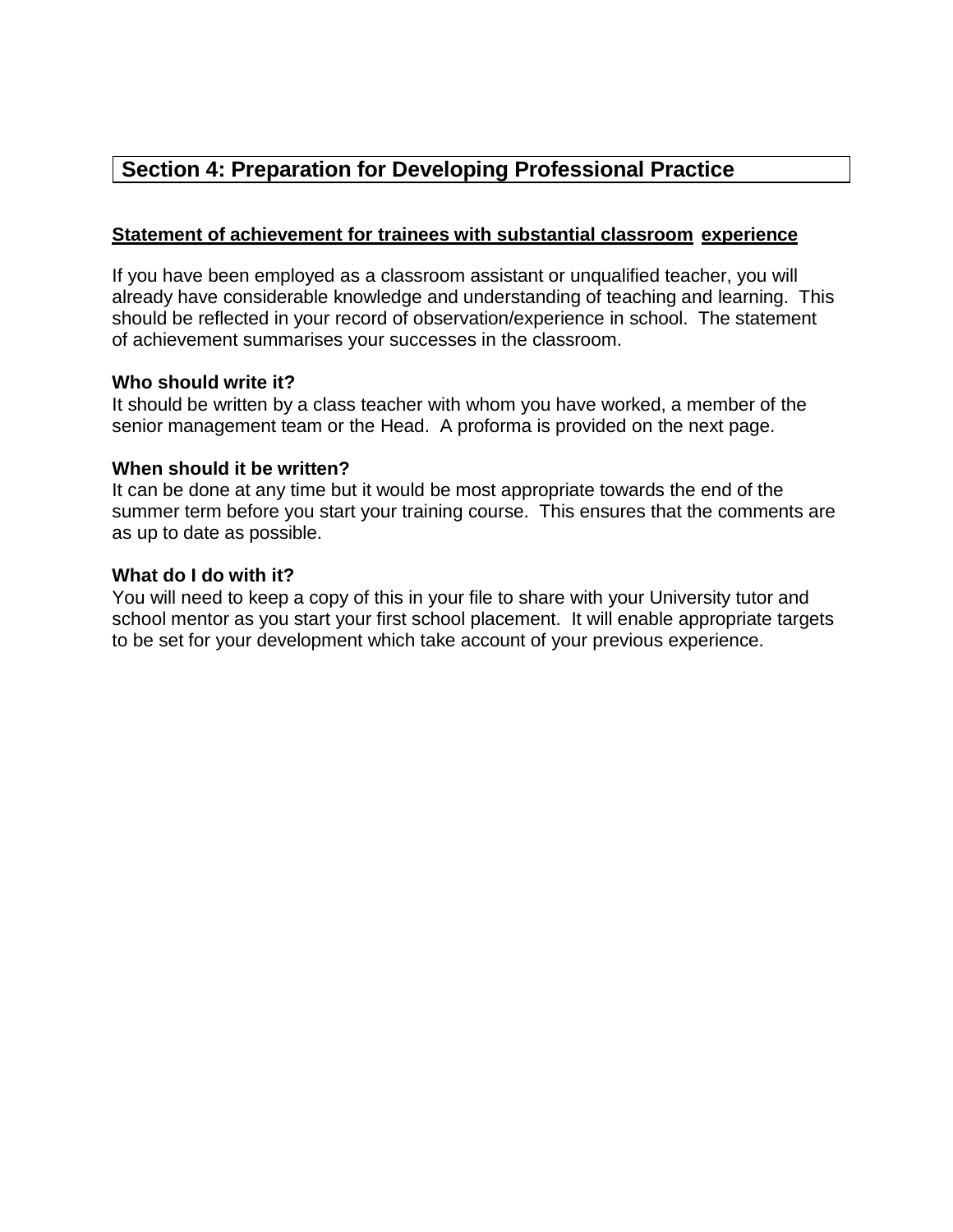## Section 4: Preparation for Developing Professional Practice

**Statement of achievement for trainees with substantial classroom experience**

If you have been employed as a classroom assistant or unqualified teacher, you will already have considerable knowledge and understanding of teaching and learning. This should be reflected in your record of observation/experience in school. The statement of achievement summarises your successes in the classroom.

**Who should write it?**
It should be written by a class teacher with whom you have worked, a member of the senior management team or the Head. A proforma is provided on the next page.

**When should it be written?**
It can be done at any time but it would be most appropriate towards the end of the summer term before you start your training course. This ensures that the comments are as up to date as possible.

**What do I do with it?**
You will need to keep a copy of this in your file to share with your University tutor and school mentor as you start your first school placement. It will enable appropriate targets to be set for your development which take account of your previous experience.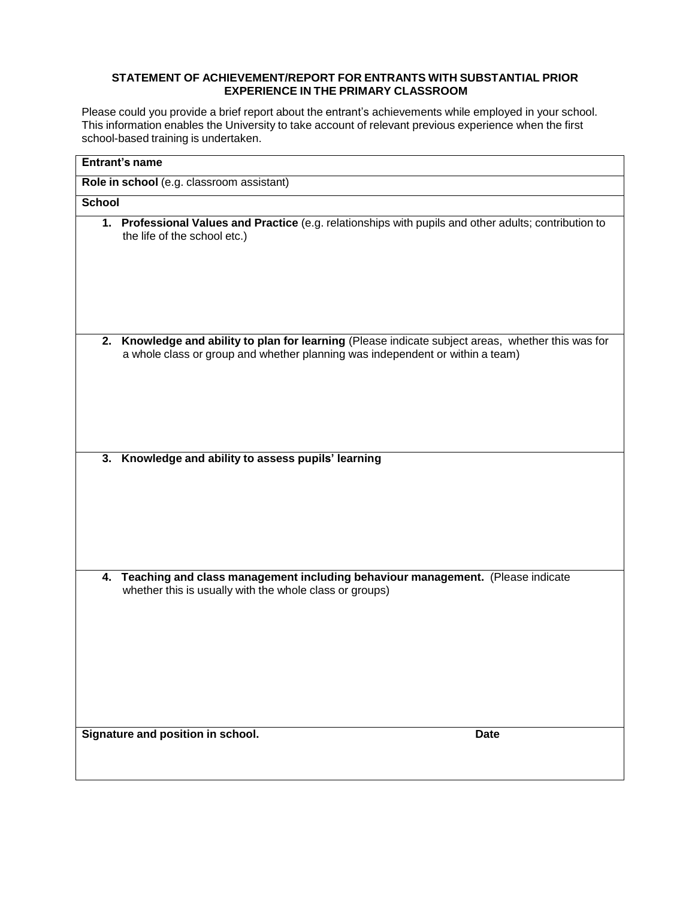# STATEMENT OF ACHIEVEMENT/REPORT FOR ENTRANTS WITH SUBSTANTIAL PRIOR EXPERIENCE IN THE PRIMARY CLASSROOM

Please could you provide a brief report about the entrant's achievements while employed in your school. This information enables the University to take account of relevant previous experience when the first school-based training is undertaken.

| | |
|---|---|
| **Entrant's name** | |
| **Role in school** (e.g. classroom assistant) | |
| **School** | |
| **1. Professional Values and Practice** (e.g. relationships with pupils and other adults; contribution to the life of the school etc.) | |
| **2. Knowledge and ability to plan for learning** (Please indicate subject areas, whether this was for a whole class or group and whether planning was independent or within a team) | |
| **3. Knowledge and ability to assess pupils' learning** | |
| **4. Teaching and class management including behaviour management.** (Please indicate whether this is usually with the whole class or groups) | |
| **Signature and position in school.** | **Date** |